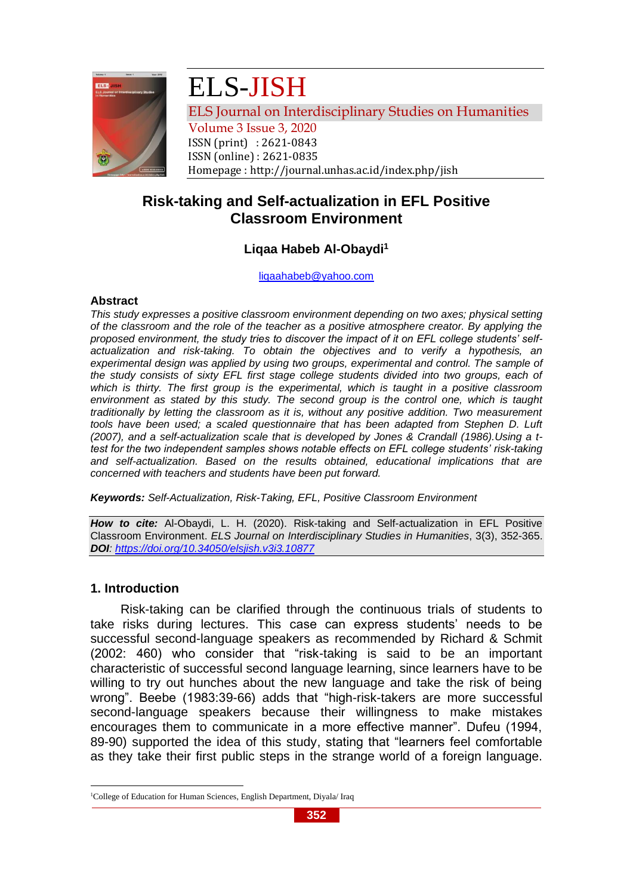# ELS-JISH

ELS Journal on Interdisciplinary Studies on Humanities
Volume 3 Issue 3, 2020
ISSN (print) : 2621-0843
ISSN (online) : 2621-0835
Homepage : http://journal.unhas.ac.id/index.php/jish

## Risk-taking and Self-actualization in EFL Positive Classroom Environment

**Liqaa Habeb Al-Obaydi[1]**

liqaahabeb@yahoo.com

### Abstract

*This study expresses a positive classroom environment depending on two axes; physical setting of the classroom and the role of the teacher as a positive atmosphere creator. By applying the proposed environment, the study tries to discover the impact of it on EFL college students' self-actualization and risk-taking. To obtain the objectives and to verify a hypothesis, an experimental design was applied by using two groups, experimental and control. The sample of the study consists of sixty EFL first stage college students divided into two groups, each of which is thirty. The first group is the experimental, which is taught in a positive classroom environment as stated by this study. The second group is the control one, which is taught traditionally by letting the classroom as it is, without any positive addition. Two measurement tools have been used; a scaled questionnaire that has been adapted from Stephen D. Luft (2007), and a self-actualization scale that is developed by Jones & Crandall (1986).Using a t-test for the two independent samples shows notable effects on EFL college students' risk-taking and self-actualization. Based on the results obtained, educational implications that are concerned with teachers and students have been put forward.*

***Keywords:*** *Self-Actualization, Risk-Taking, EFL, Positive Classroom Environment*

***How to cite:*** Al-Obaydi, L. H. (2020). Risk-taking and Self-actualization in EFL Positive Classroom Environment. *ELS Journal on Interdisciplinary Studies in Humanities*, 3(3), 352-365.
***DOI****:* *https://doi.org/10.34050/elsjish.v3i3.10877*

### 1. Introduction

Risk-taking can be clarified through the continuous trials of students to take risks during lectures. This case can express students' needs to be successful second-language speakers as recommended by Richard & Schmit (2002: 460) who consider that "risk-taking is said to be an important characteristic of successful second language learning, since learners have to be willing to try out hunches about the new language and take the risk of being wrong". Beebe (1983:39-66) adds that "high-risk-takers are more successful second-language speakers because their willingness to make mistakes encourages them to communicate in a more effective manner". Dufeu (1994, 89-90) supported the idea of this study, stating that "learners feel comfortable as they take their first public steps in the strange world of a foreign language.

[1]College of Education for Human Sciences, English Department, Diyala/ Iraq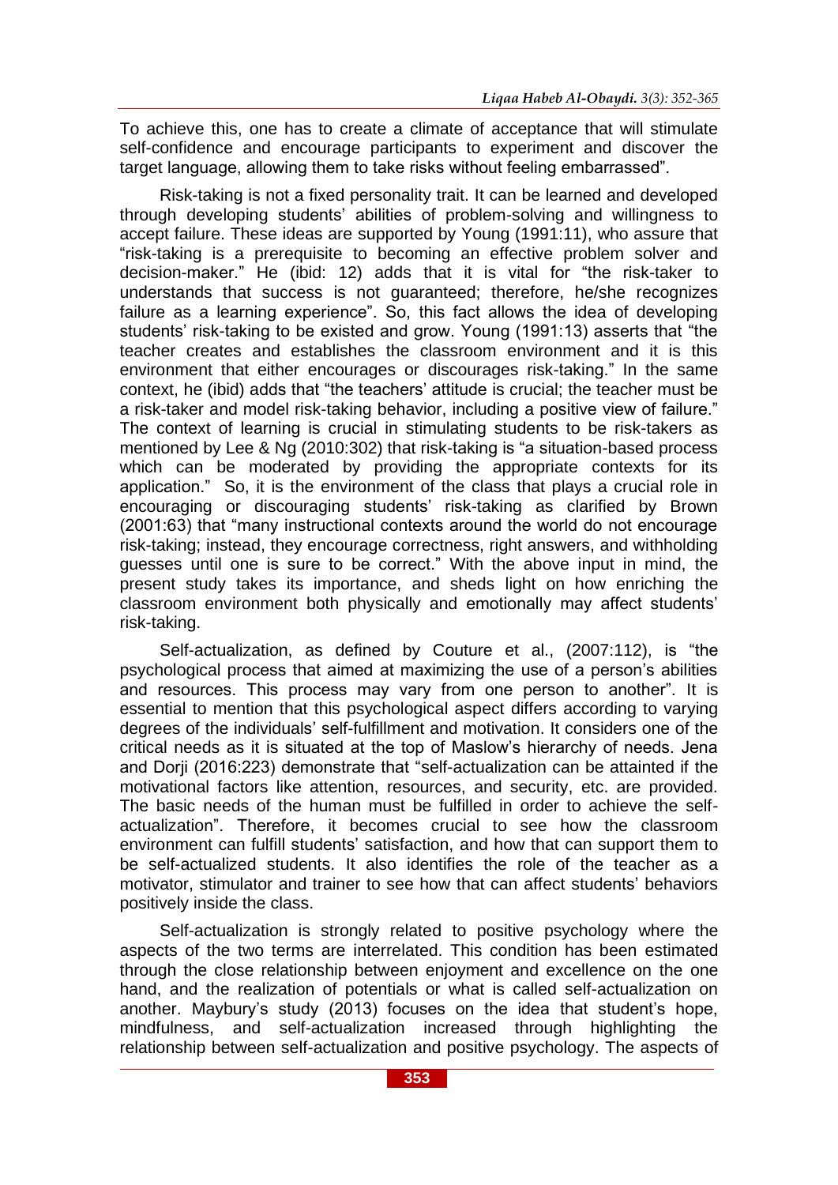To achieve this, one has to create a climate of acceptance that will stimulate self-confidence and encourage participants to experiment and discover the target language, allowing them to take risks without feeling embarrassed".

Risk-taking is not a fixed personality trait. It can be learned and developed through developing students' abilities of problem-solving and willingness to accept failure. These ideas are supported by Young (1991:11), who assure that "risk-taking is a prerequisite to becoming an effective problem solver and decision-maker." He (ibid: 12) adds that it is vital for "the risk-taker to understands that success is not guaranteed; therefore, he/she recognizes failure as a learning experience". So, this fact allows the idea of developing students' risk-taking to be existed and grow. Young (1991:13) asserts that "the teacher creates and establishes the classroom environment and it is this environment that either encourages or discourages risk-taking." In the same context, he (ibid) adds that "the teachers' attitude is crucial; the teacher must be a risk-taker and model risk-taking behavior, including a positive view of failure." The context of learning is crucial in stimulating students to be risk-takers as mentioned by Lee & Ng (2010:302) that risk-taking is "a situation-based process which can be moderated by providing the appropriate contexts for its application." So, it is the environment of the class that plays a crucial role in encouraging or discouraging students' risk-taking as clarified by Brown (2001:63) that "many instructional contexts around the world do not encourage risk-taking; instead, they encourage correctness, right answers, and withholding guesses until one is sure to be correct." With the above input in mind, the present study takes its importance, and sheds light on how enriching the classroom environment both physically and emotionally may affect students' risk-taking.

Self-actualization, as defined by Couture et al., (2007:112), is "the psychological process that aimed at maximizing the use of a person's abilities and resources. This process may vary from one person to another". It is essential to mention that this psychological aspect differs according to varying degrees of the individuals' self-fulfillment and motivation. It considers one of the critical needs as it is situated at the top of Maslow's hierarchy of needs. Jena and Dorji (2016:223) demonstrate that "self-actualization can be attainted if the motivational factors like attention, resources, and security, etc. are provided. The basic needs of the human must be fulfilled in order to achieve the self-actualization". Therefore, it becomes crucial to see how the classroom environment can fulfill students' satisfaction, and how that can support them to be self-actualized students. It also identifies the role of the teacher as a motivator, stimulator and trainer to see how that can affect students' behaviors positively inside the class.

Self-actualization is strongly related to positive psychology where the aspects of the two terms are interrelated. This condition has been estimated through the close relationship between enjoyment and excellence on the one hand, and the realization of potentials or what is called self-actualization on another. Maybury's study (2013) focuses on the idea that student's hope, mindfulness, and self-actualization increased through highlighting the relationship between self-actualization and positive psychology. The aspects of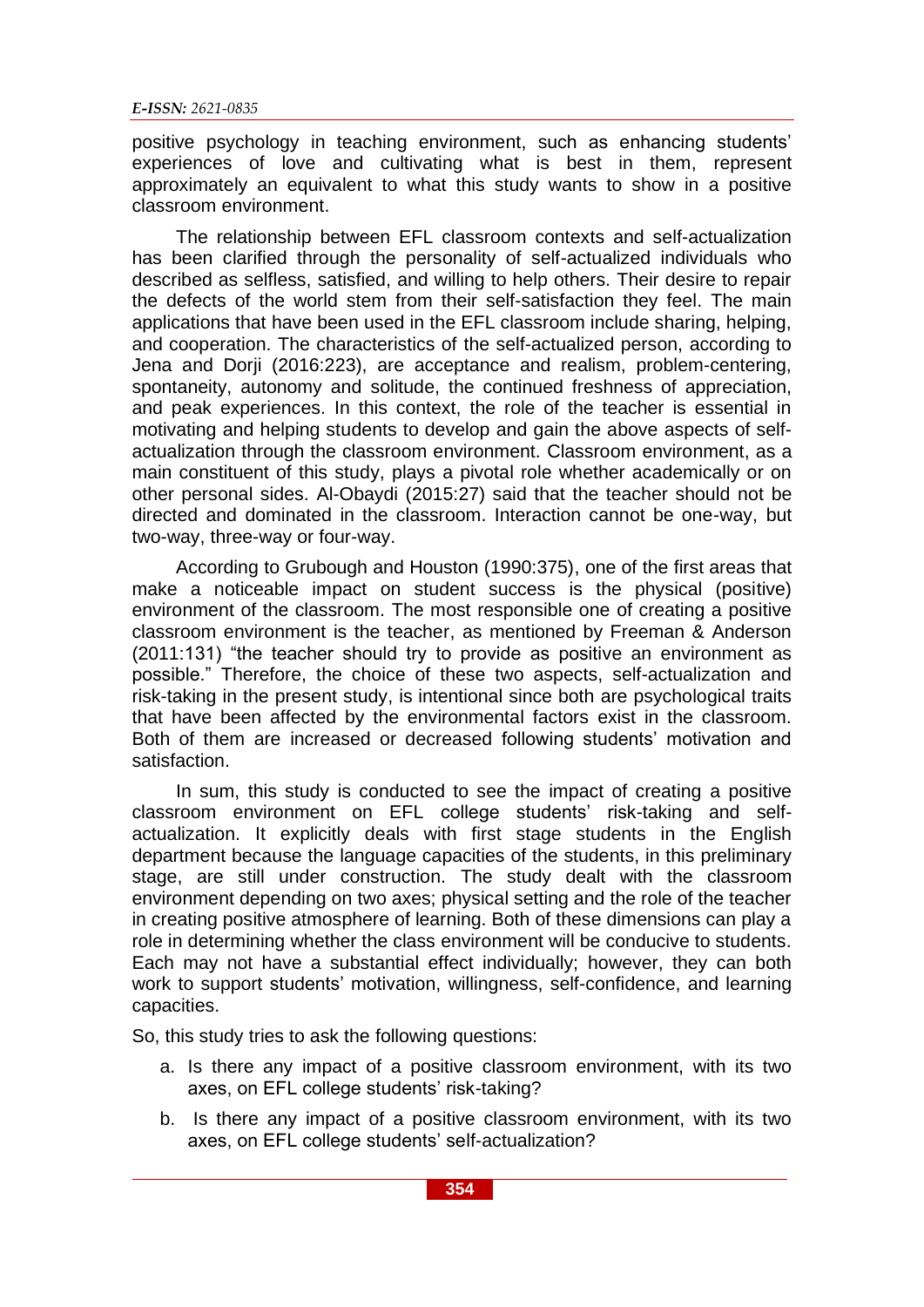positive psychology in teaching environment, such as enhancing students' experiences of love and cultivating what is best in them, represent approximately an equivalent to what this study wants to show in a positive classroom environment.

The relationship between EFL classroom contexts and self-actualization has been clarified through the personality of self-actualized individuals who described as selfless, satisfied, and willing to help others. Their desire to repair the defects of the world stem from their self-satisfaction they feel. The main applications that have been used in the EFL classroom include sharing, helping, and cooperation. The characteristics of the self-actualized person, according to Jena and Dorji (2016:223), are acceptance and realism, problem-centering, spontaneity, autonomy and solitude, the continued freshness of appreciation, and peak experiences. In this context, the role of the teacher is essential in motivating and helping students to develop and gain the above aspects of self-actualization through the classroom environment. Classroom environment, as a main constituent of this study, plays a pivotal role whether academically or on other personal sides. Al-Obaydi (2015:27) said that the teacher should not be directed and dominated in the classroom. Interaction cannot be one-way, but two-way, three-way or four-way.

According to Grubough and Houston (1990:375), one of the first areas that make a noticeable impact on student success is the physical (positive) environment of the classroom. The most responsible one of creating a positive classroom environment is the teacher, as mentioned by Freeman & Anderson (2011:131) "the teacher should try to provide as positive an environment as possible." Therefore, the choice of these two aspects, self-actualization and risk-taking in the present study, is intentional since both are psychological traits that have been affected by the environmental factors exist in the classroom. Both of them are increased or decreased following students' motivation and satisfaction.

In sum, this study is conducted to see the impact of creating a positive classroom environment on EFL college students' risk-taking and self-actualization. It explicitly deals with first stage students in the English department because the language capacities of the students, in this preliminary stage, are still under construction. The study dealt with the classroom environment depending on two axes; physical setting and the role of the teacher in creating positive atmosphere of learning. Both of these dimensions can play a role in determining whether the class environment will be conducive to students. Each may not have a substantial effect individually; however, they can both work to support students' motivation, willingness, self-confidence, and learning capacities.

So, this study tries to ask the following questions:

a. Is there any impact of a positive classroom environment, with its two axes, on EFL college students' risk-taking?
b. Is there any impact of a positive classroom environment, with its two axes, on EFL college students' self-actualization?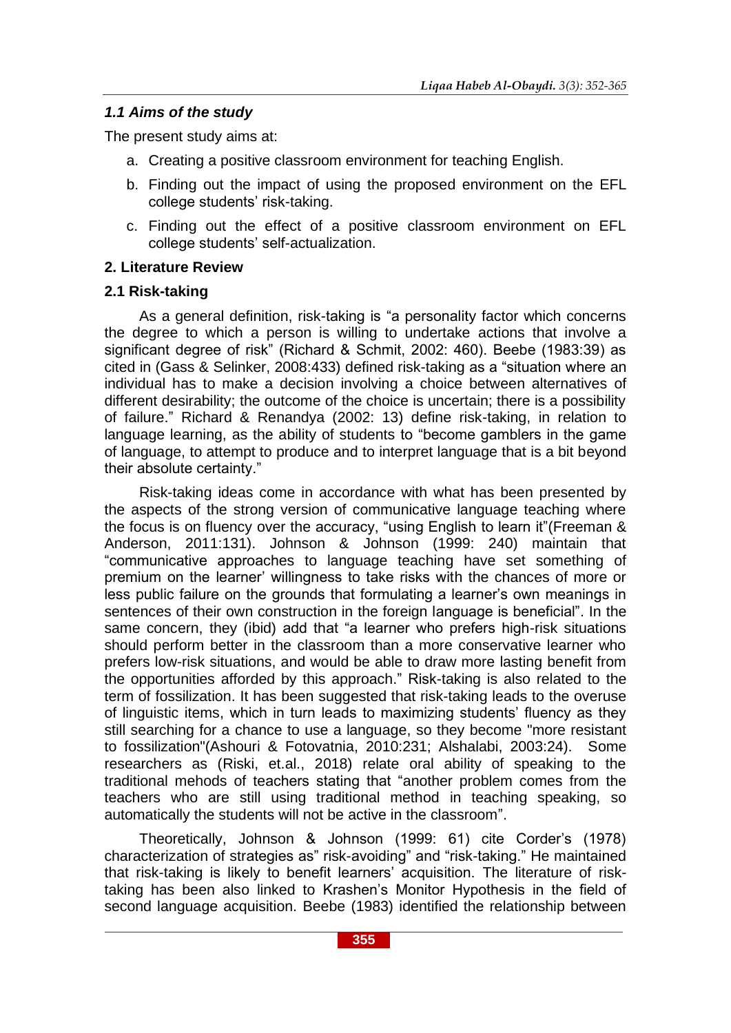### *1.1 Aims of the study*

The present study aims at:

a. Creating a positive classroom environment for teaching English.

b. Finding out the impact of using the proposed environment on the EFL college students' risk-taking.

c. Finding out the effect of a positive classroom environment on EFL college students' self-actualization.

## 2. Literature Review

### 2.1 Risk-taking

As a general definition, risk-taking is "a personality factor which concerns the degree to which a person is willing to undertake actions that involve a significant degree of risk" (Richard & Schmit, 2002: 460). Beebe (1983:39) as cited in (Gass & Selinker, 2008:433) defined risk-taking as a "situation where an individual has to make a decision involving a choice between alternatives of different desirability; the outcome of the choice is uncertain; there is a possibility of failure." Richard & Renandya (2002: 13) define risk-taking, in relation to language learning, as the ability of students to "become gamblers in the game of language, to attempt to produce and to interpret language that is a bit beyond their absolute certainty."

Risk-taking ideas come in accordance with what has been presented by the aspects of the strong version of communicative language teaching where the focus is on fluency over the accuracy, "using English to learn it"(Freeman & Anderson, 2011:131). Johnson & Johnson (1999: 240) maintain that "communicative approaches to language teaching have set something of premium on the learner' willingness to take risks with the chances of more or less public failure on the grounds that formulating a learner's own meanings in sentences of their own construction in the foreign language is beneficial". In the same concern, they (ibid) add that "a learner who prefers high-risk situations should perform better in the classroom than a more conservative learner who prefers low-risk situations, and would be able to draw more lasting benefit from the opportunities afforded by this approach." Risk-taking is also related to the term of fossilization. It has been suggested that risk-taking leads to the overuse of linguistic items, which in turn leads to maximizing students' fluency as they still searching for a chance to use a language, so they become "more resistant to fossilization"(Ashouri & Fotovatnia, 2010:231; Alshalabi, 2003:24). Some researchers as (Riski, et.al., 2018) relate oral ability of speaking to the traditional mehods of teachers stating that "another problem comes from the teachers who are still using traditional method in teaching speaking, so automatically the students will not be active in the classroom".

Theoretically, Johnson & Johnson (1999: 61) cite Corder's (1978) characterization of strategies as" risk-avoiding" and "risk-taking." He maintained that risk-taking is likely to benefit learners' acquisition. The literature of risk-taking has been also linked to Krashen's Monitor Hypothesis in the field of second language acquisition. Beebe (1983) identified the relationship between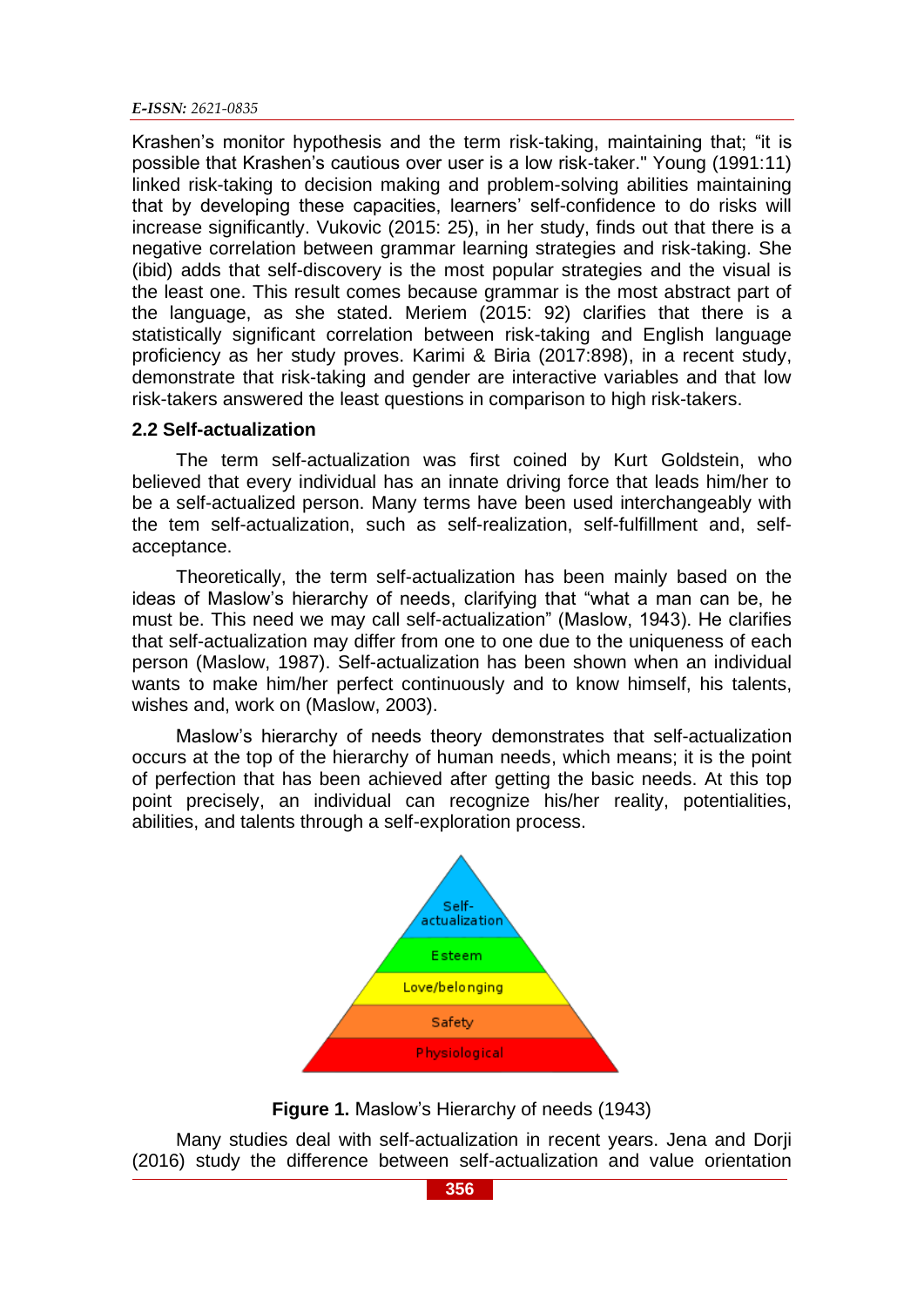Krashen's monitor hypothesis and the term risk-taking, maintaining that; "it is possible that Krashen's cautious over user is a low risk-taker." Young (1991:11) linked risk-taking to decision making and problem-solving abilities maintaining that by developing these capacities, learners' self-confidence to do risks will increase significantly. Vukovic (2015: 25), in her study, finds out that there is a negative correlation between grammar learning strategies and risk-taking. She (ibid) adds that self-discovery is the most popular strategies and the visual is the least one. This result comes because grammar is the most abstract part of the language, as she stated. Meriem (2015: 92) clarifies that there is a statistically significant correlation between risk-taking and English language proficiency as her study proves. Karimi & Biria (2017:898), in a recent study, demonstrate that risk-taking and gender are interactive variables and that low risk-takers answered the least questions in comparison to high risk-takers.

### 2.2 Self-actualization

The term self-actualization was first coined by Kurt Goldstein, who believed that every individual has an innate driving force that leads him/her to be a self-actualized person. Many terms have been used interchangeably with the tem self-actualization, such as self-realization, self-fulfillment and, self-acceptance.

Theoretically, the term self-actualization has been mainly based on the ideas of Maslow's hierarchy of needs, clarifying that "what a man can be, he must be. This need we may call self-actualization" (Maslow, 1943). He clarifies that self-actualization may differ from one to one due to the uniqueness of each person (Maslow, 1987). Self-actualization has been shown when an individual wants to make him/her perfect continuously and to know himself, his talents, wishes and, work on (Maslow, 2003).

Maslow's hierarchy of needs theory demonstrates that self-actualization occurs at the top of the hierarchy of human needs, which means; it is the point of perfection that has been achieved after getting the basic needs. At this top point precisely, an individual can recognize his/her reality, potentialities, abilities, and talents through a self-exploration process.

Self-actualization
Esteem
Love/belonging
Safety
Physiological

**Figure 1.** Maslow's Hierarchy of needs (1943)

Many studies deal with self-actualization in recent years. Jena and Dorji (2016) study the difference between self-actualization and value orientation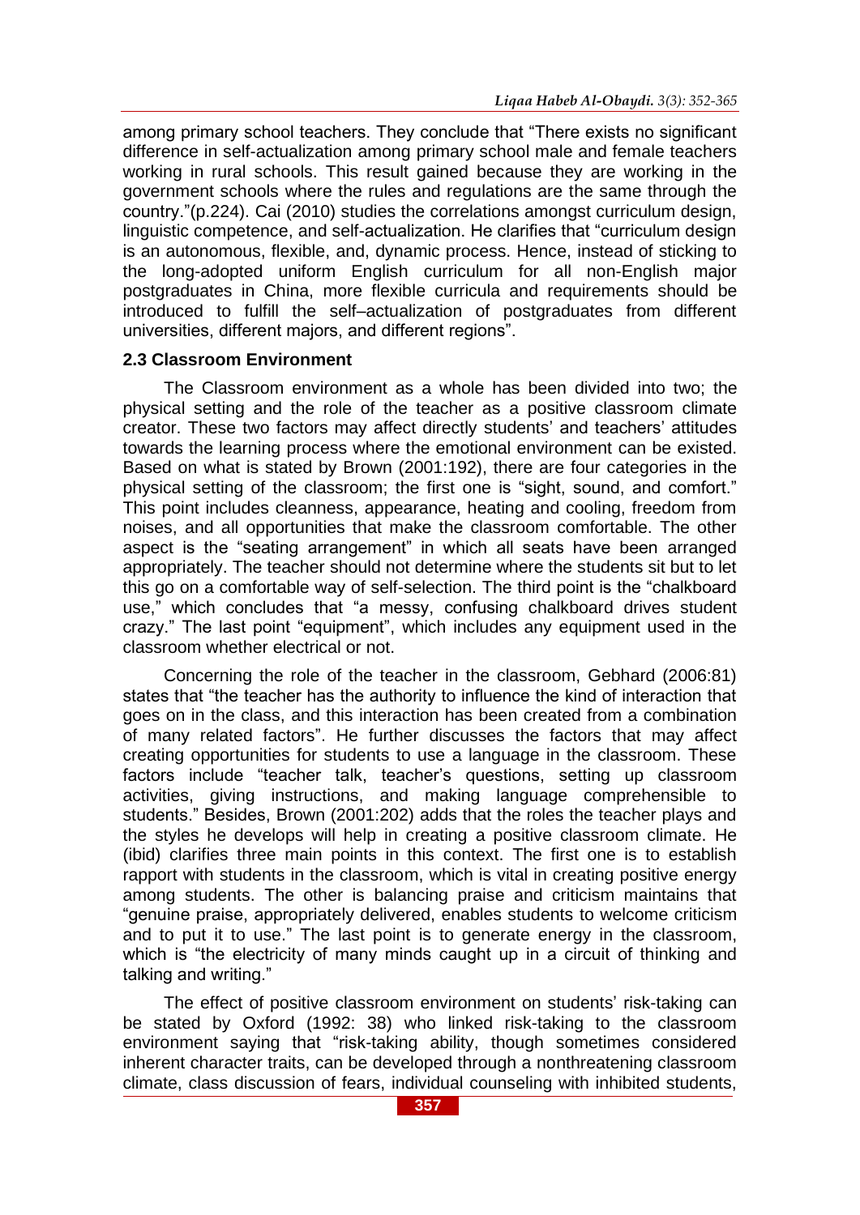among primary school teachers. They conclude that "There exists no significant difference in self-actualization among primary school male and female teachers working in rural schools. This result gained because they are working in the government schools where the rules and regulations are the same through the country."(p.224). Cai (2010) studies the correlations amongst curriculum design, linguistic competence, and self-actualization. He clarifies that "curriculum design is an autonomous, flexible, and, dynamic process. Hence, instead of sticking to the long-adopted uniform English curriculum for all non-English major postgraduates in China, more flexible curricula and requirements should be introduced to fulfill the self–actualization of postgraduates from different universities, different majors, and different regions".

### 2.3 Classroom Environment

The Classroom environment as a whole has been divided into two; the physical setting and the role of the teacher as a positive classroom climate creator. These two factors may affect directly students' and teachers' attitudes towards the learning process where the emotional environment can be existed. Based on what is stated by Brown (2001:192), there are four categories in the physical setting of the classroom; the first one is "sight, sound, and comfort." This point includes cleanness, appearance, heating and cooling, freedom from noises, and all opportunities that make the classroom comfortable. The other aspect is the "seating arrangement" in which all seats have been arranged appropriately. The teacher should not determine where the students sit but to let this go on a comfortable way of self-selection. The third point is the "chalkboard use," which concludes that "a messy, confusing chalkboard drives student crazy." The last point "equipment", which includes any equipment used in the classroom whether electrical or not.

Concerning the role of the teacher in the classroom, Gebhard (2006:81) states that "the teacher has the authority to influence the kind of interaction that goes on in the class, and this interaction has been created from a combination of many related factors". He further discusses the factors that may affect creating opportunities for students to use a language in the classroom. These factors include "teacher talk, teacher's questions, setting up classroom activities, giving instructions, and making language comprehensible to students." Besides, Brown (2001:202) adds that the roles the teacher plays and the styles he develops will help in creating a positive classroom climate. He (ibid) clarifies three main points in this context. The first one is to establish rapport with students in the classroom, which is vital in creating positive energy among students. The other is balancing praise and criticism maintains that "genuine praise, appropriately delivered, enables students to welcome criticism and to put it to use." The last point is to generate energy in the classroom, which is "the electricity of many minds caught up in a circuit of thinking and talking and writing."

The effect of positive classroom environment on students' risk-taking can be stated by Oxford (1992: 38) who linked risk-taking to the classroom environment saying that "risk-taking ability, though sometimes considered inherent character traits, can be developed through a nonthreatening classroom climate, class discussion of fears, individual counseling with inhibited students,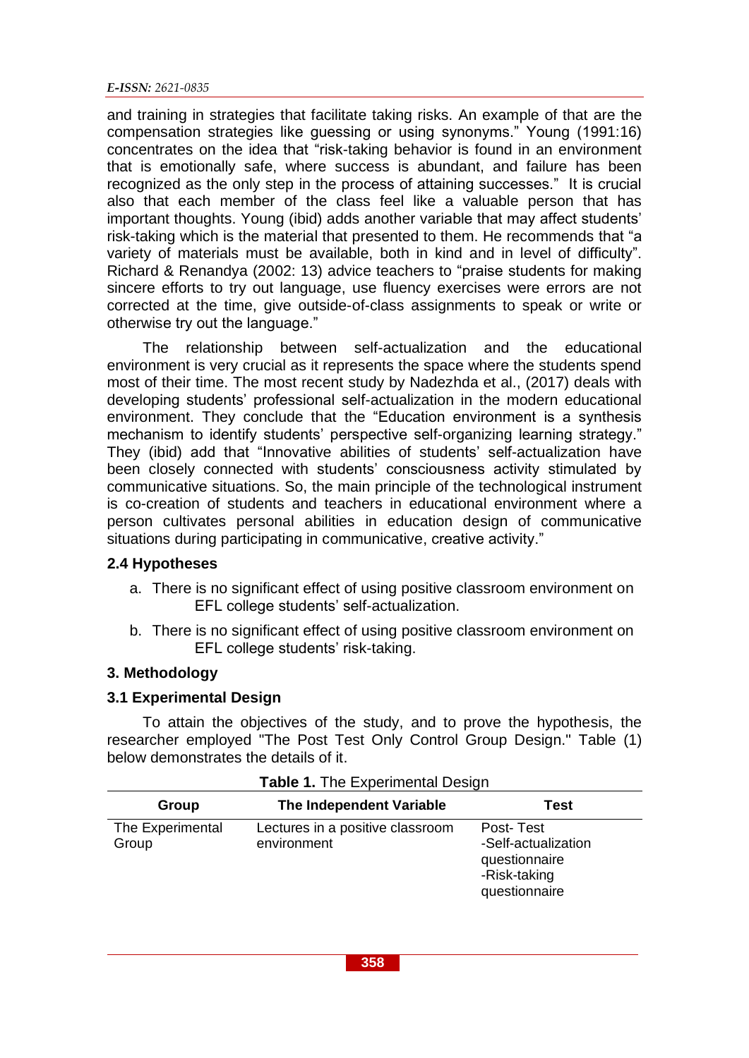and training in strategies that facilitate taking risks. An example of that are the compensation strategies like guessing or using synonyms." Young (1991:16) concentrates on the idea that "risk-taking behavior is found in an environment that is emotionally safe, where success is abundant, and failure has been recognized as the only step in the process of attaining successes." It is crucial also that each member of the class feel like a valuable person that has important thoughts. Young (ibid) adds another variable that may affect students' risk-taking which is the material that presented to them. He recommends that "a variety of materials must be available, both in kind and in level of difficulty". Richard & Renandya (2002: 13) advice teachers to "praise students for making sincere efforts to try out language, use fluency exercises were errors are not corrected at the time, give outside-of-class assignments to speak or write or otherwise try out the language."

The relationship between self-actualization and the educational environment is very crucial as it represents the space where the students spend most of their time. The most recent study by Nadezhda et al., (2017) deals with developing students' professional self-actualization in the modern educational environment. They conclude that the "Education environment is a synthesis mechanism to identify students' perspective self-organizing learning strategy." They (ibid) add that "Innovative abilities of students' self-actualization have been closely connected with students' consciousness activity stimulated by communicative situations. So, the main principle of the technological instrument is co-creation of students and teachers in educational environment where a person cultivates personal abilities in education design of communicative situations during participating in communicative, creative activity."

### 2.4 Hypotheses

a. There is no significant effect of using positive classroom environment on EFL college students' self-actualization.

b. There is no significant effect of using positive classroom environment on EFL college students' risk-taking.

## 3. Methodology

### 3.1 Experimental Design

To attain the objectives of the study, and to prove the hypothesis, the researcher employed "The Post Test Only Control Group Design." Table (1) below demonstrates the details of it.

**Table 1.** The Experimental Design

| Group | The Independent Variable | Test |
|---|---|---|
| The Experimental Group | Lectures in a positive classroom environment | Post- Test<br>-Self-actualization questionnaire<br>-Risk-taking questionnaire |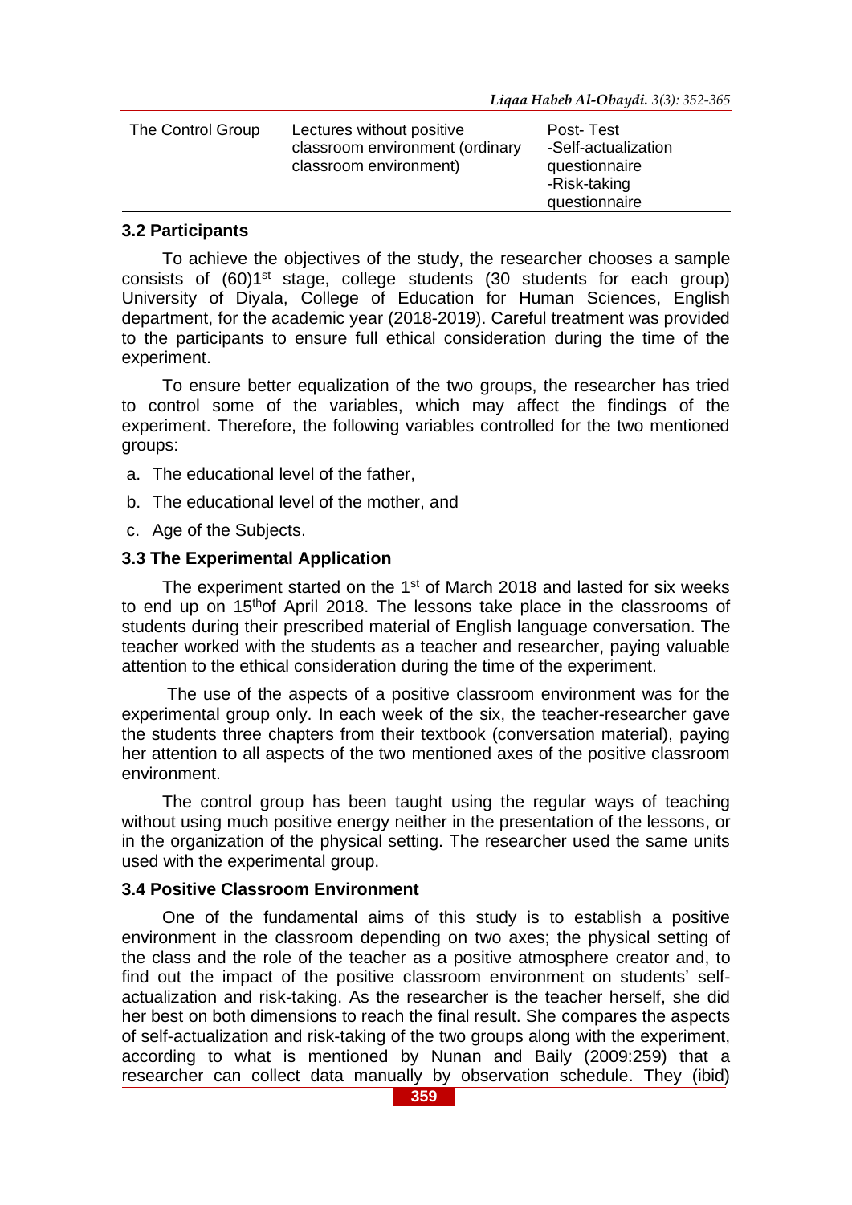| The Control Group | Lectures without positive classroom environment (ordinary classroom environment) | Post- Test -Self-actualization questionnaire -Risk-taking questionnaire |
|---|---|---|

### 3.2 Participants

To achieve the objectives of the study, the researcher chooses a sample consists of (60)1st stage, college students (30 students for each group) University of Diyala, College of Education for Human Sciences, English department, for the academic year (2018-2019). Careful treatment was provided to the participants to ensure full ethical consideration during the time of the experiment.

To ensure better equalization of the two groups, the researcher has tried to control some of the variables, which may affect the findings of the experiment. Therefore, the following variables controlled for the two mentioned groups:

a. The educational level of the father,

b. The educational level of the mother, and

c. Age of the Subjects.

### 3.3 The Experimental Application

The experiment started on the 1st of March 2018 and lasted for six weeks to end up on 15thof April 2018. The lessons take place in the classrooms of students during their prescribed material of English language conversation. The teacher worked with the students as a teacher and researcher, paying valuable attention to the ethical consideration during the time of the experiment.

The use of the aspects of a positive classroom environment was for the experimental group only. In each week of the six, the teacher-researcher gave the students three chapters from their textbook (conversation material), paying her attention to all aspects of the two mentioned axes of the positive classroom environment.

The control group has been taught using the regular ways of teaching without using much positive energy neither in the presentation of the lessons, or in the organization of the physical setting. The researcher used the same units used with the experimental group.

### 3.4 Positive Classroom Environment

One of the fundamental aims of this study is to establish a positive environment in the classroom depending on two axes; the physical setting of the class and the role of the teacher as a positive atmosphere creator and, to find out the impact of the positive classroom environment on students' self-actualization and risk-taking. As the researcher is the teacher herself, she did her best on both dimensions to reach the final result. She compares the aspects of self-actualization and risk-taking of the two groups along with the experiment, according to what is mentioned by Nunan and Baily (2009:259) that a researcher can collect data manually by observation schedule. They (ibid)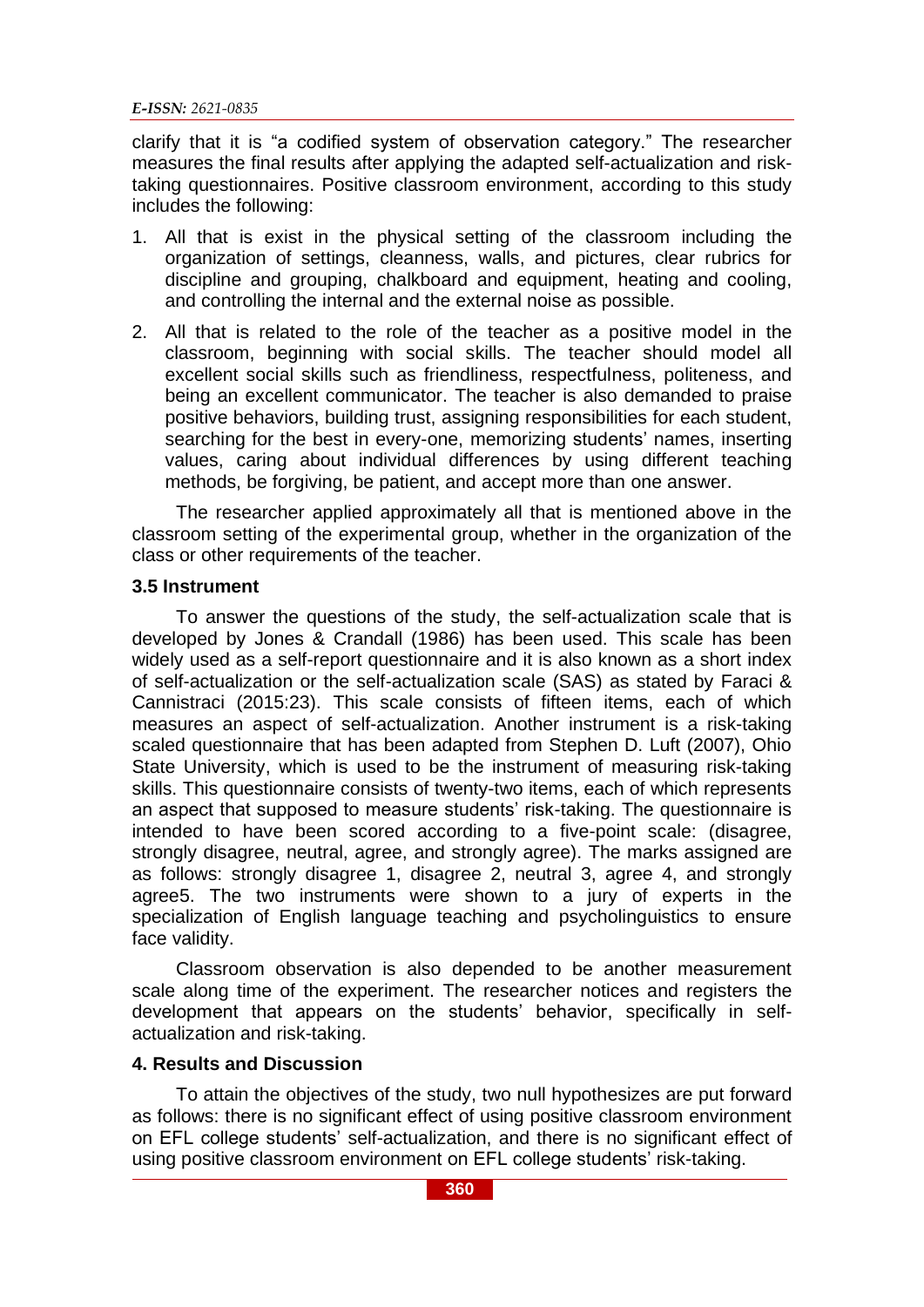clarify that it is "a codified system of observation category." The researcher measures the final results after applying the adapted self-actualization and risk-taking questionnaires. Positive classroom environment, according to this study includes the following:

1. All that is exist in the physical setting of the classroom including the organization of settings, cleanness, walls, and pictures, clear rubrics for discipline and grouping, chalkboard and equipment, heating and cooling, and controlling the internal and the external noise as possible.
2. All that is related to the role of the teacher as a positive model in the classroom, beginning with social skills. The teacher should model all excellent social skills such as friendliness, respectfulness, politeness, and being an excellent communicator. The teacher is also demanded to praise positive behaviors, building trust, assigning responsibilities for each student, searching for the best in every-one, memorizing students' names, inserting values, caring about individual differences by using different teaching methods, be forgiving, be patient, and accept more than one answer.

The researcher applied approximately all that is mentioned above in the classroom setting of the experimental group, whether in the organization of the class or other requirements of the teacher.

### 3.5 Instrument

To answer the questions of the study, the self-actualization scale that is developed by Jones & Crandall (1986) has been used. This scale has been widely used as a self-report questionnaire and it is also known as a short index of self-actualization or the self-actualization scale (SAS) as stated by Faraci & Cannistraci (2015:23). This scale consists of fifteen items, each of which measures an aspect of self-actualization. Another instrument is a risk-taking scaled questionnaire that has been adapted from Stephen D. Luft (2007), Ohio State University, which is used to be the instrument of measuring risk-taking skills. This questionnaire consists of twenty-two items, each of which represents an aspect that supposed to measure students' risk-taking. The questionnaire is intended to have been scored according to a five-point scale: (disagree, strongly disagree, neutral, agree, and strongly agree). The marks assigned are as follows: strongly disagree 1, disagree 2, neutral 3, agree 4, and strongly agree5. The two instruments were shown to a jury of experts in the specialization of English language teaching and psycholinguistics to ensure face validity.

Classroom observation is also depended to be another measurement scale along time of the experiment. The researcher notices and registers the development that appears on the students' behavior, specifically in self-actualization and risk-taking.

## 4. Results and Discussion

To attain the objectives of the study, two null hypothesizes are put forward as follows: there is no significant effect of using positive classroom environment on EFL college students' self-actualization, and there is no significant effect of using positive classroom environment on EFL college students' risk-taking.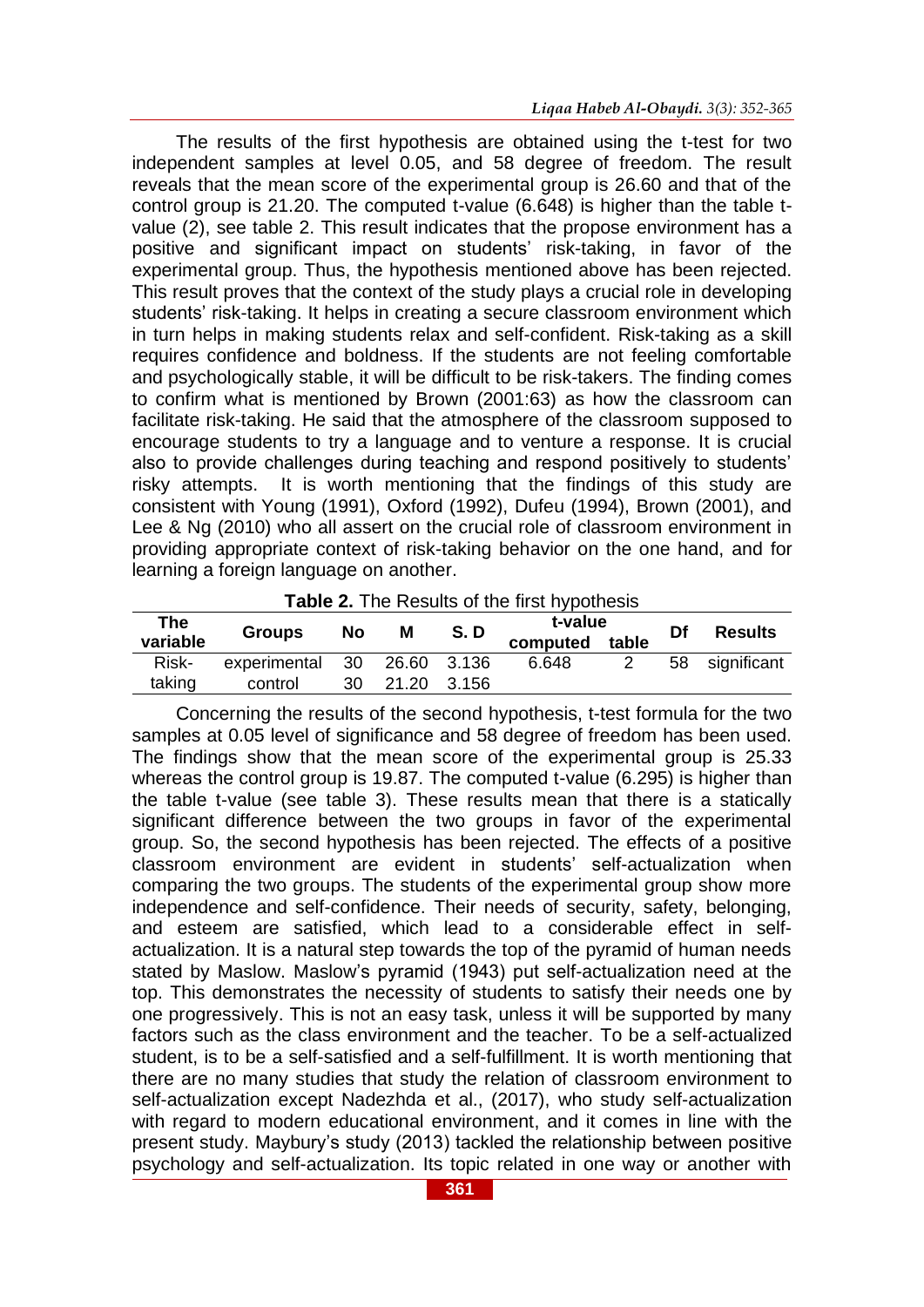The results of the first hypothesis are obtained using the t-test for two independent samples at level 0.05, and 58 degree of freedom. The result reveals that the mean score of the experimental group is 26.60 and that of the control group is 21.20. The computed t-value (6.648) is higher than the table t-value (2), see table 2. This result indicates that the propose environment has a positive and significant impact on students' risk-taking, in favor of the experimental group. Thus, the hypothesis mentioned above has been rejected. This result proves that the context of the study plays a crucial role in developing students' risk-taking. It helps in creating a secure classroom environment which in turn helps in making students relax and self-confident. Risk-taking as a skill requires confidence and boldness. If the students are not feeling comfortable and psychologically stable, it will be difficult to be risk-takers. The finding comes to confirm what is mentioned by Brown (2001:63) as how the classroom can facilitate risk-taking. He said that the atmosphere of the classroom supposed to encourage students to try a language and to venture a response. It is crucial also to provide challenges during teaching and respond positively to students' risky attempts. It is worth mentioning that the findings of this study are consistent with Young (1991), Oxford (1992), Dufeu (1994), Brown (2001), and Lee & Ng (2010) who all assert on the crucial role of classroom environment in providing appropriate context of risk-taking behavior on the one hand, and for learning a foreign language on another.

**Table 2.** The Results of the first hypothesis

| The variable | Groups | No | M | S. D | t-value computed | t-value table | Df | Results |
|---|---|---|---|---|---|---|---|---|
| Risk-taking | experimental | 30 | 26.60 | 3.136 | 6.648 | 2 | 58 | significant |
| | control | 30 | 21.20 | 3.156 | | | | |

Concerning the results of the second hypothesis, t-test formula for the two samples at 0.05 level of significance and 58 degree of freedom has been used. The findings show that the mean score of the experimental group is 25.33 whereas the control group is 19.87. The computed t-value (6.295) is higher than the table t-value (see table 3). These results mean that there is a statically significant difference between the two groups in favor of the experimental group. So, the second hypothesis has been rejected. The effects of a positive classroom environment are evident in students' self-actualization when comparing the two groups. The students of the experimental group show more independence and self-confidence. Their needs of security, safety, belonging, and esteem are satisfied, which lead to a considerable effect in self-actualization. It is a natural step towards the top of the pyramid of human needs stated by Maslow. Maslow's pyramid (1943) put self-actualization need at the top. This demonstrates the necessity of students to satisfy their needs one by one progressively. This is not an easy task, unless it will be supported by many factors such as the class environment and the teacher. To be a self-actualized student, is to be a self-satisfied and a self-fulfillment. It is worth mentioning that there are no many studies that study the relation of classroom environment to self-actualization except Nadezhda et al., (2017), who study self-actualization with regard to modern educational environment, and it comes in line with the present study. Maybury's study (2013) tackled the relationship between positive psychology and self-actualization. Its topic related in one way or another with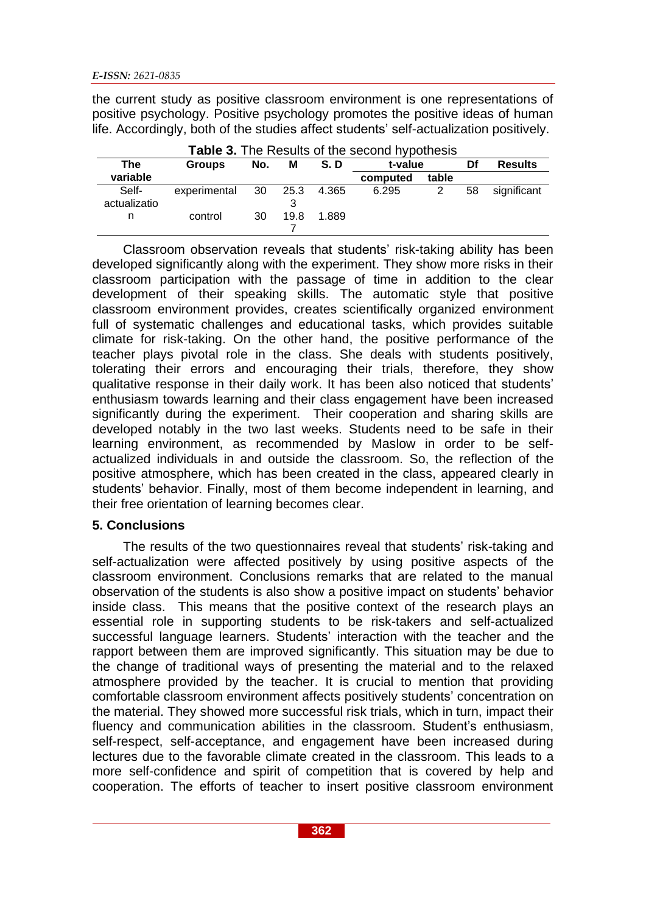the current study as positive classroom environment is one representations of positive psychology. Positive psychology promotes the positive ideas of human life. Accordingly, both of the studies affect students' self-actualization positively.

**Table 3.** The Results of the second hypothesis

| The variable | Groups | No. | M | S. D | t-value computed | t-value table | Df | Results |
|---|---|---|---|---|---|---|---|---|
| Self-actualization | experimental | 30 | 25.33 | 4.365 | 6.295 | 2 | 58 | significant |
| | control | 30 | 19.87 | 1.889 | | | | |

Classroom observation reveals that students' risk-taking ability has been developed significantly along with the experiment. They show more risks in their classroom participation with the passage of time in addition to the clear development of their speaking skills. The automatic style that positive classroom environment provides, creates scientifically organized environment full of systematic challenges and educational tasks, which provides suitable climate for risk-taking. On the other hand, the positive performance of the teacher plays pivotal role in the class. She deals with students positively, tolerating their errors and encouraging their trials, therefore, they show qualitative response in their daily work. It has been also noticed that students' enthusiasm towards learning and their class engagement have been increased significantly during the experiment. Their cooperation and sharing skills are developed notably in the two last weeks. Students need to be safe in their learning environment, as recommended by Maslow in order to be self-actualized individuals in and outside the classroom. So, the reflection of the positive atmosphere, which has been created in the class, appeared clearly in students' behavior. Finally, most of them become independent in learning, and their free orientation of learning becomes clear.

## 5. Conclusions

The results of the two questionnaires reveal that students' risk-taking and self-actualization were affected positively by using positive aspects of the classroom environment. Conclusions remarks that are related to the manual observation of the students is also show a positive impact on students' behavior inside class. This means that the positive context of the research plays an essential role in supporting students to be risk-takers and self-actualized successful language learners. Students' interaction with the teacher and the rapport between them are improved significantly. This situation may be due to the change of traditional ways of presenting the material and to the relaxed atmosphere provided by the teacher. It is crucial to mention that providing comfortable classroom environment affects positively students' concentration on the material. They showed more successful risk trials, which in turn, impact their fluency and communication abilities in the classroom. Student's enthusiasm, self-respect, self-acceptance, and engagement have been increased during lectures due to the favorable climate created in the classroom. This leads to a more self-confidence and spirit of competition that is covered by help and cooperation. The efforts of teacher to insert positive classroom environment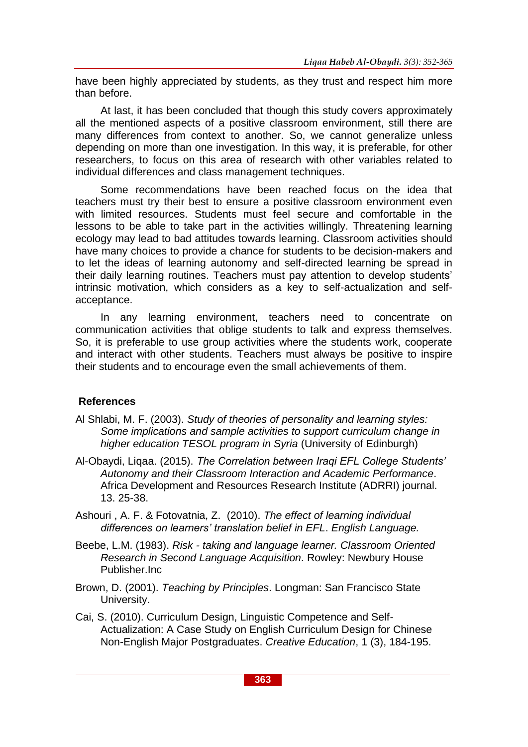have been highly appreciated by students, as they trust and respect him more than before.

At last, it has been concluded that though this study covers approximately all the mentioned aspects of a positive classroom environment, still there are many differences from context to another. So, we cannot generalize unless depending on more than one investigation. In this way, it is preferable, for other researchers, to focus on this area of research with other variables related to individual differences and class management techniques.

Some recommendations have been reached focus on the idea that teachers must try their best to ensure a positive classroom environment even with limited resources. Students must feel secure and comfortable in the lessons to be able to take part in the activities willingly. Threatening learning ecology may lead to bad attitudes towards learning. Classroom activities should have many choices to provide a chance for students to be decision-makers and to let the ideas of learning autonomy and self-directed learning be spread in their daily learning routines. Teachers must pay attention to develop students' intrinsic motivation, which considers as a key to self-actualization and self-acceptance.

In any learning environment, teachers need to concentrate on communication activities that oblige students to talk and express themselves. So, it is preferable to use group activities where the students work, cooperate and interact with other students. Teachers must always be positive to inspire their students and to encourage even the small achievements of them.

## References

Al Shlabi, M. F. (2003). *Study of theories of personality and learning styles: Some implications and sample activities to support curriculum change in higher education TESOL program in Syria* (University of Edinburgh)

Al-Obaydi, Liqaa. (2015). *The Correlation between Iraqi EFL College Students' Autonomy and their Classroom Interaction and Academic Performance*. Africa Development and Resources Research Institute (ADRRI) journal. 13. 25-38.

Ashouri , A. F. & Fotovatnia, Z. (2010). *The effect of learning individual differences on learners' translation belief in EFL*. *English Language.*

Beebe, L.M. (1983). *Risk - taking and language learner. Classroom Oriented Research in Second Language Acquisition*. Rowley: Newbury House Publisher.Inc

Brown, D. (2001). *Teaching by Principles*. Longman: San Francisco State University.

Cai, S. (2010). Curriculum Design, Linguistic Competence and Self-Actualization: A Case Study on English Curriculum Design for Chinese Non-English Major Postgraduates. *Creative Education*, 1 (3), 184-195.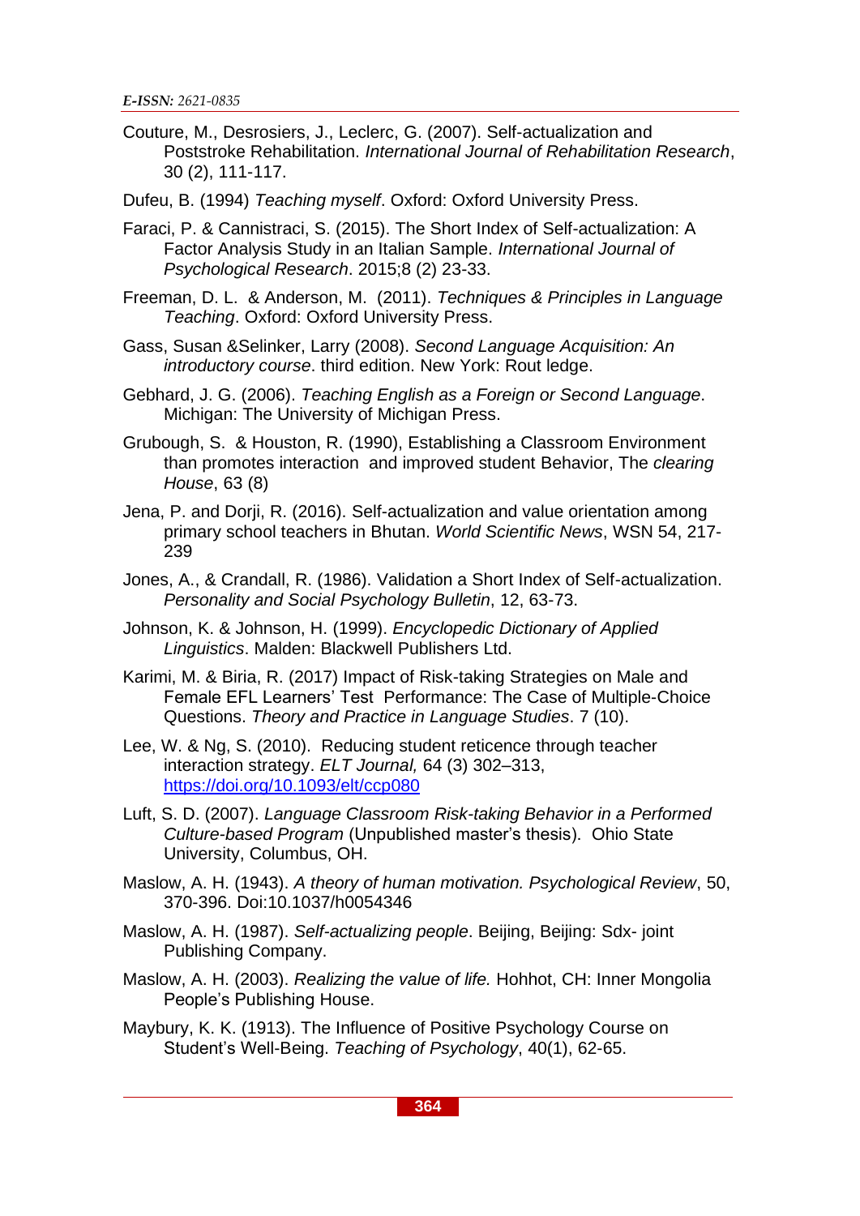Couture, M., Desrosiers, J., Leclerc, G. (2007). Self-actualization and Poststroke Rehabilitation. *International Journal of Rehabilitation Research*, 30 (2), 111-117.

Dufeu, B. (1994) *Teaching myself*. Oxford: Oxford University Press.

Faraci, P. & Cannistraci, S. (2015). The Short Index of Self-actualization: A Factor Analysis Study in an Italian Sample. *International Journal of Psychological Research*. 2015;8 (2) 23-33.

Freeman, D. L. & Anderson, M. (2011). *Techniques & Principles in Language Teaching*. Oxford: Oxford University Press.

Gass, Susan &Selinker, Larry (2008). *Second Language Acquisition: An introductory course*. third edition. New York: Rout ledge.

Gebhard, J. G. (2006). *Teaching English as a Foreign or Second Language*. Michigan: The University of Michigan Press.

Grubough, S. & Houston, R. (1990), Establishing a Classroom Environment than promotes interaction and improved student Behavior, The *clearing House*, 63 (8)

Jena, P. and Dorji, R. (2016). Self-actualization and value orientation among primary school teachers in Bhutan. *World Scientific News*, WSN 54, 217-239

Jones, A., & Crandall, R. (1986). Validation a Short Index of Self-actualization. *Personality and Social Psychology Bulletin*, 12, 63-73.

Johnson, K. & Johnson, H. (1999). *Encyclopedic Dictionary of Applied Linguistics*. Malden: Blackwell Publishers Ltd.

Karimi, M. & Biria, R. (2017) Impact of Risk-taking Strategies on Male and Female EFL Learners' Test Performance: The Case of Multiple-Choice Questions. *Theory and Practice in Language Studies*. 7 (10).

Lee, W. & Ng, S. (2010). Reducing student reticence through teacher interaction strategy. *ELT Journal,* 64 (3) 302–313, https://doi.org/10.1093/elt/ccp080

Luft, S. D. (2007). *Language Classroom Risk-taking Behavior in a Performed Culture-based Program* (Unpublished master's thesis). Ohio State University, Columbus, OH.

Maslow, A. H. (1943). *A theory of human motivation. Psychological Review*, 50, 370-396. Doi:10.1037/h0054346

Maslow, A. H. (1987). *Self-actualizing people*. Beijing, Beijing: Sdx- joint Publishing Company.

Maslow, A. H. (2003). *Realizing the value of life.* Hohhot, CH: Inner Mongolia People's Publishing House.

Maybury, K. K. (1913). The Influence of Positive Psychology Course on Student's Well-Being. *Teaching of Psychology*, 40(1), 62-65.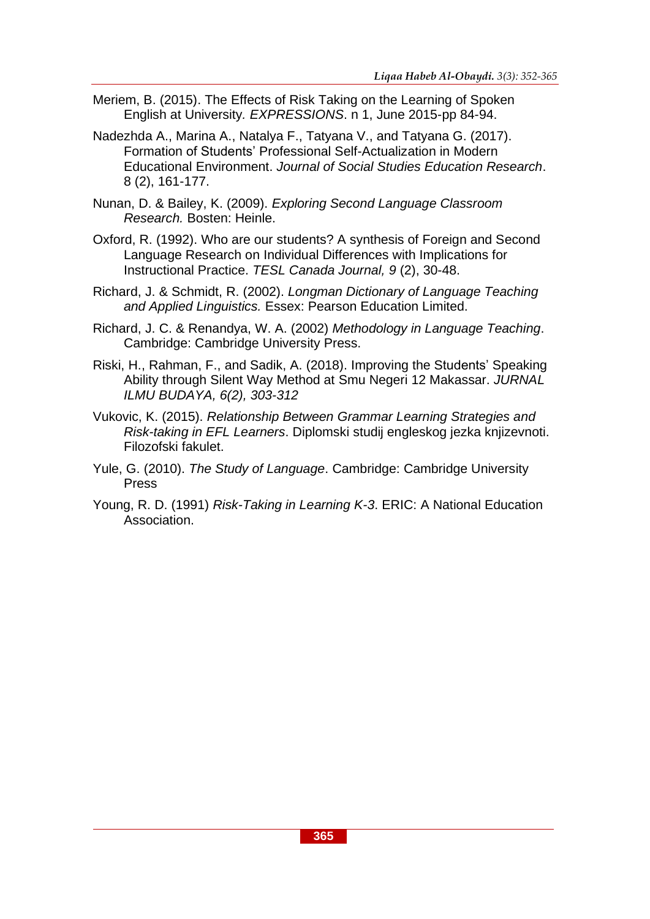Meriem, B. (2015). The Effects of Risk Taking on the Learning of Spoken English at University. *EXPRESSIONS*. n 1, June 2015-pp 84-94.

Nadezhda A., Marina A., Natalya F., Tatyana V., and Tatyana G. (2017). Formation of Students' Professional Self-Actualization in Modern Educational Environment. *Journal of Social Studies Education Research*. 8 (2), 161-177.

Nunan, D. & Bailey, K. (2009). *Exploring Second Language Classroom Research.* Bosten: Heinle.

Oxford, R. (1992). Who are our students? A synthesis of Foreign and Second Language Research on Individual Differences with Implications for Instructional Practice. *TESL Canada Journal, 9* (2), 30-48.

Richard, J. & Schmidt, R. (2002). *Longman Dictionary of Language Teaching and Applied Linguistics.* Essex: Pearson Education Limited.

Richard, J. C. & Renandya, W. A. (2002) *Methodology in Language Teaching*. Cambridge: Cambridge University Press.

Riski, H., Rahman, F., and Sadik, A. (2018). Improving the Students' Speaking Ability through Silent Way Method at Smu Negeri 12 Makassar. *JURNAL ILMU BUDAYA, 6(2), 303-312*

Vukovic, K. (2015). *Relationship Between Grammar Learning Strategies and Risk-taking in EFL Learners*. Diplomski studij engleskog jezka knjizevnoti. Filozofski fakulet.

Yule, G. (2010). *The Study of Language*. Cambridge: Cambridge University Press

Young, R. D. (1991) *Risk-Taking in Learning K-3*. ERIC: A National Education Association.